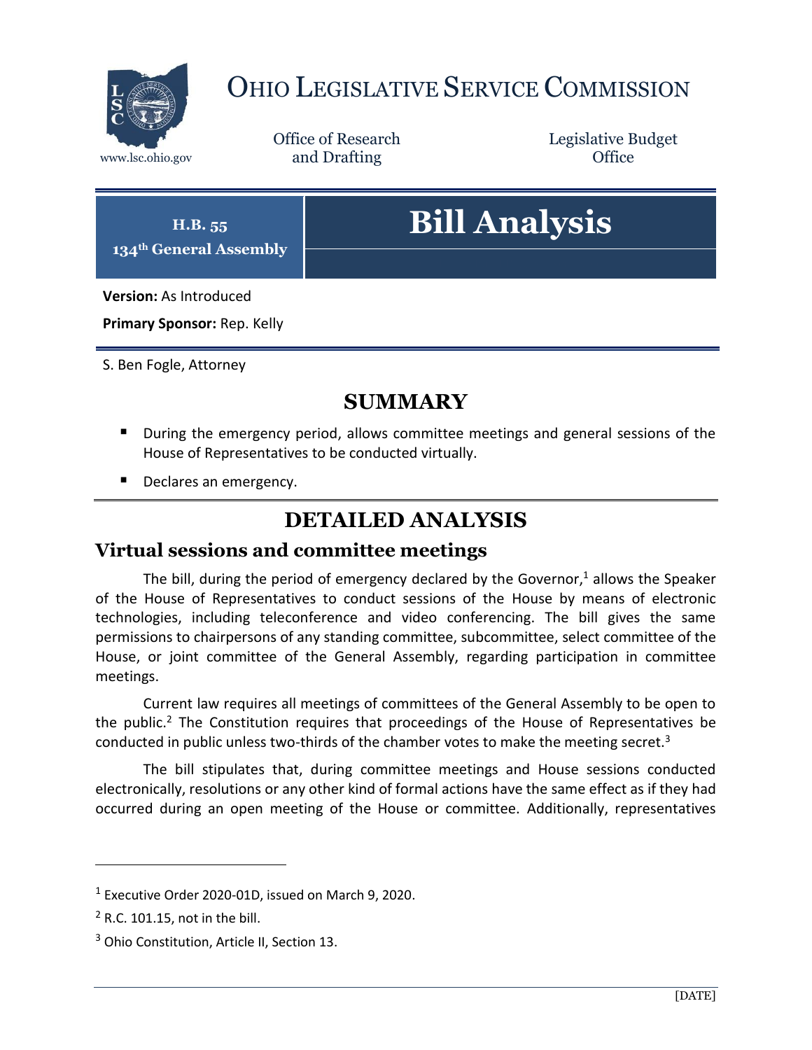# OHIO LEGISLATIVE SERVICE COMMISSION

www.lsc.ohio.gov

Office of Research and Drafting

Legislative Budget Office

**H.B. 55**
**134th General Assembly**

# Bill Analysis

**Version:** As Introduced

**Primary Sponsor:** Rep. Kelly

S. Ben Fogle, Attorney

## SUMMARY

- During the emergency period, allows committee meetings and general sessions of the House of Representatives to be conducted virtually.
- Declares an emergency.

## DETAILED ANALYSIS

### Virtual sessions and committee meetings

The bill, during the period of emergency declared by the Governor,[1] allows the Speaker of the House of Representatives to conduct sessions of the House by means of electronic technologies, including teleconference and video conferencing. The bill gives the same permissions to chairpersons of any standing committee, subcommittee, select committee of the House, or joint committee of the General Assembly, regarding participation in committee meetings.

Current law requires all meetings of committees of the General Assembly to be open to the public.[2] The Constitution requires that proceedings of the House of Representatives be conducted in public unless two-thirds of the chamber votes to make the meeting secret.[3]

The bill stipulates that, during committee meetings and House sessions conducted electronically, resolutions or any other kind of formal actions have the same effect as if they had occurred during an open meeting of the House or committee. Additionally, representatives

---

[1] Executive Order 2020-01D, issued on March 9, 2020.

[2] R.C. 101.15, not in the bill.

[3] Ohio Constitution, Article II, Section 13.

[DATE]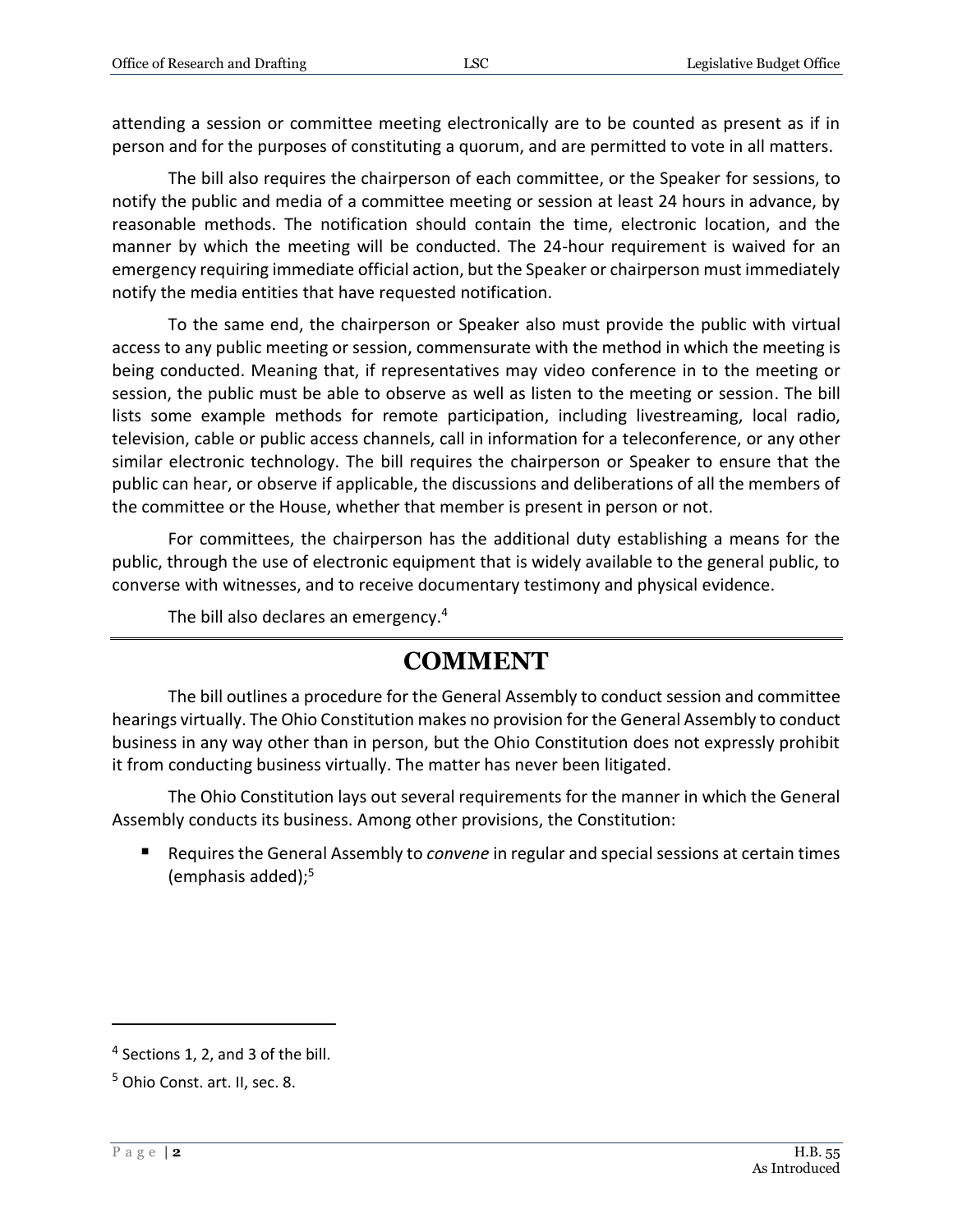attending a session or committee meeting electronically are to be counted as present as if in person and for the purposes of constituting a quorum, and are permitted to vote in all matters.

The bill also requires the chairperson of each committee, or the Speaker for sessions, to notify the public and media of a committee meeting or session at least 24 hours in advance, by reasonable methods. The notification should contain the time, electronic location, and the manner by which the meeting will be conducted. The 24-hour requirement is waived for an emergency requiring immediate official action, but the Speaker or chairperson must immediately notify the media entities that have requested notification.

To the same end, the chairperson or Speaker also must provide the public with virtual access to any public meeting or session, commensurate with the method in which the meeting is being conducted. Meaning that, if representatives may video conference in to the meeting or session, the public must be able to observe as well as listen to the meeting or session. The bill lists some example methods for remote participation, including livestreaming, local radio, television, cable or public access channels, call in information for a teleconference, or any other similar electronic technology. The bill requires the chairperson or Speaker to ensure that the public can hear, or observe if applicable, the discussions and deliberations of all the members of the committee or the House, whether that member is present in person or not.

For committees, the chairperson has the additional duty establishing a means for the public, through the use of electronic equipment that is widely available to the general public, to converse with witnesses, and to receive documentary testimony and physical evidence.

The bill also declares an emergency.[4]

# COMMENT

The bill outlines a procedure for the General Assembly to conduct session and committee hearings virtually. The Ohio Constitution makes no provision for the General Assembly to conduct business in any way other than in person, but the Ohio Constitution does not expressly prohibit it from conducting business virtually. The matter has never been litigated.

The Ohio Constitution lays out several requirements for the manner in which the General Assembly conducts its business. Among other provisions, the Constitution:

- Requires the General Assembly to *convene* in regular and special sessions at certain times (emphasis added);[5]

---

[4] Sections 1, 2, and 3 of the bill.

[5] Ohio Const. art. II, sec. 8.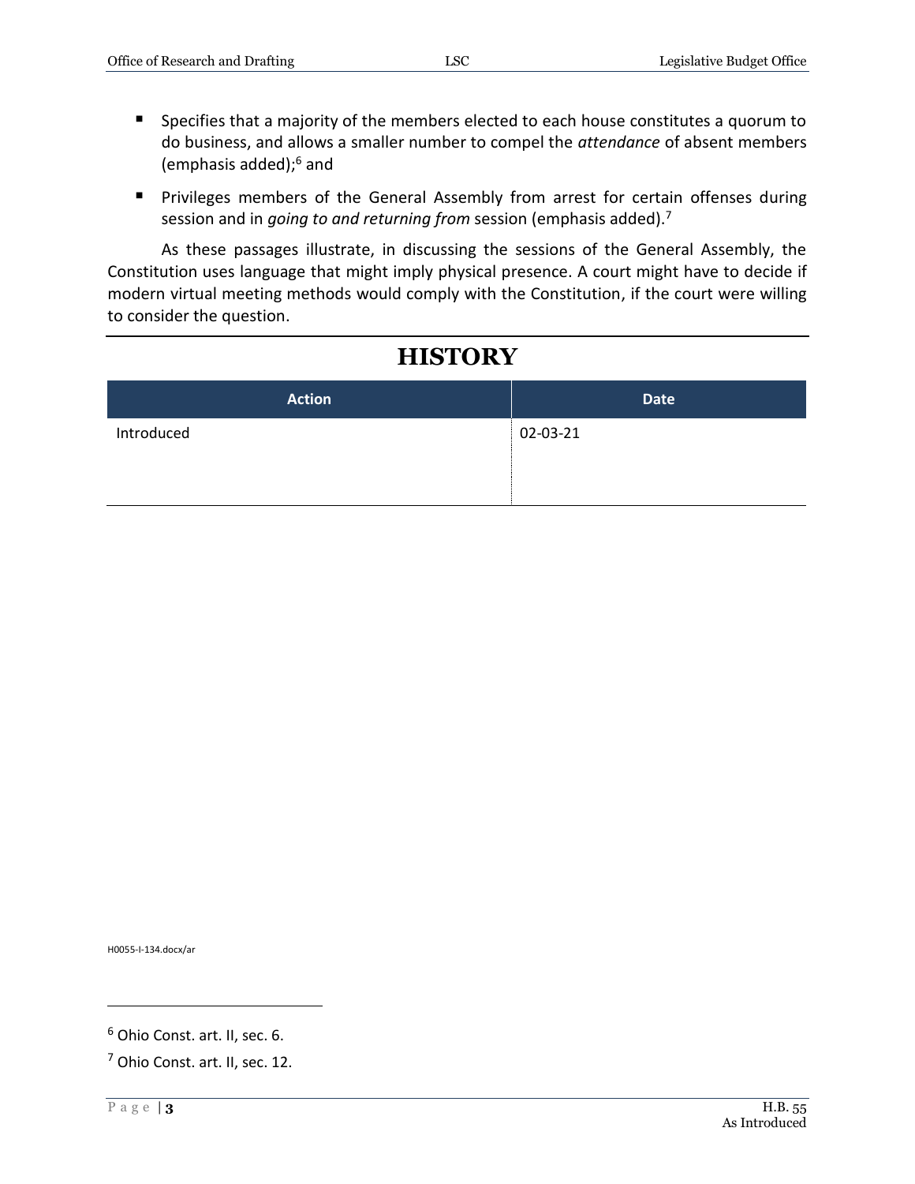- Specifies that a majority of the members elected to each house constitutes a quorum to do business, and allows a smaller number to compel the *attendance* of absent members (emphasis added);[6] and
- Privileges members of the General Assembly from arrest for certain offenses during session and in *going to and returning from* session (emphasis added).[7]

As these passages illustrate, in discussing the sessions of the General Assembly, the Constitution uses language that might imply physical presence. A court might have to decide if modern virtual meeting methods would comply with the Constitution, if the court were willing to consider the question.

# HISTORY

| Action | Date |
| --- | --- |
| Introduced | 02-03-21 |

H0055-I-134.docx/ar

[6] Ohio Const. art. II, sec. 6.

[7] Ohio Const. art. II, sec. 12.